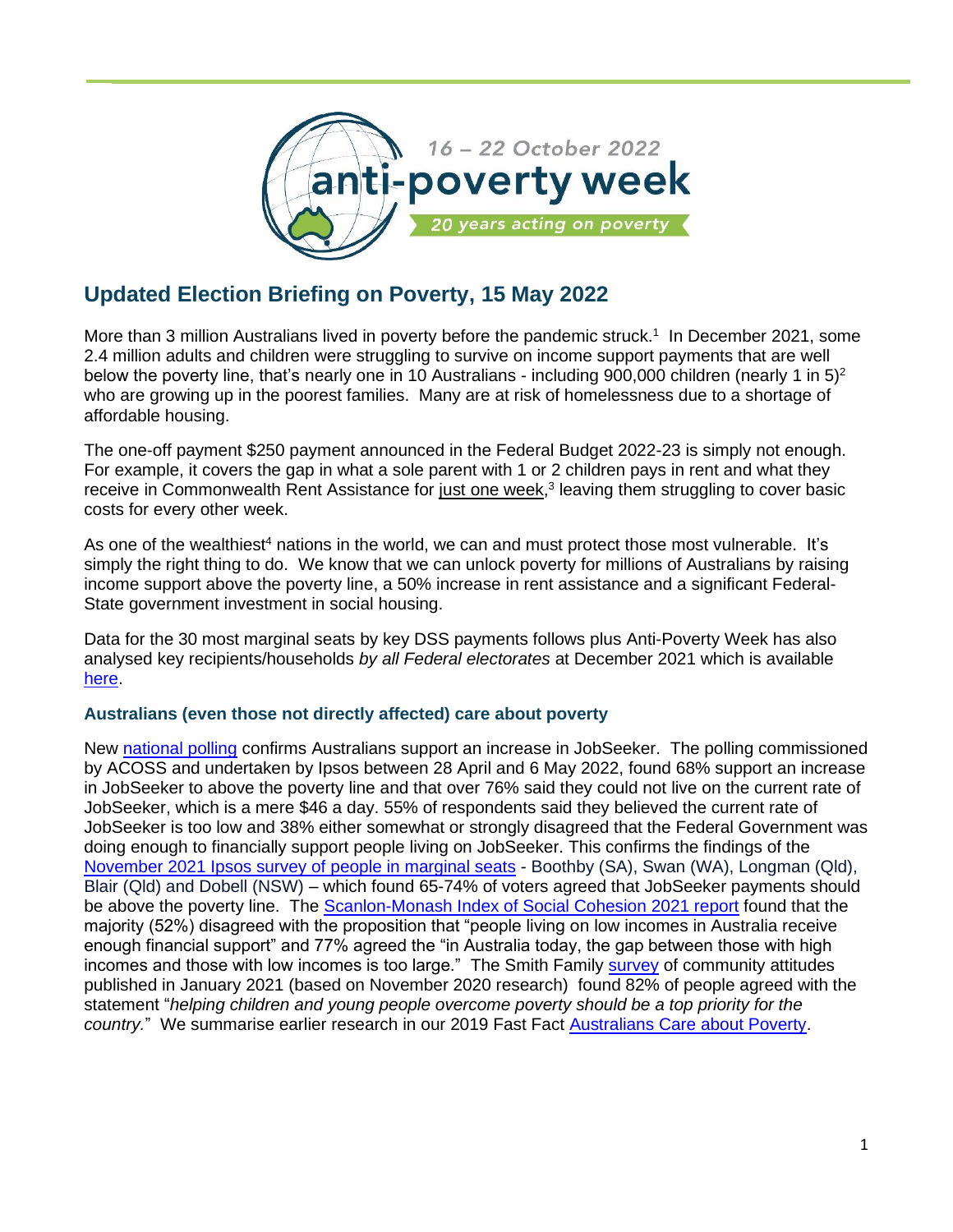16 – 22 October 2022

anti-poverty week

20 years acting on poverty

# Updated Election Briefing on Poverty, 15 May 2022

More than 3 million Australians lived in poverty before the pandemic struck.[1] In December 2021, some 2.4 million adults and children were struggling to survive on income support payments that are well below the poverty line, that's nearly one in 10 Australians - including 900,000 children (nearly 1 in 5)[2] who are growing up in the poorest families. Many are at risk of homelessness due to a shortage of affordable housing.

The one-off payment $250 payment announced in the Federal Budget 2022-23 is simply not enough. For example, it covers the gap in what a sole parent with 1 or 2 children pays in rent and what they receive in Commonwealth Rent Assistance for just one week,[3] leaving them struggling to cover basic costs for every other week.

As one of the wealthiest[4] nations in the world, we can and must protect those most vulnerable. It's simply the right thing to do. We know that we can unlock poverty for millions of Australians by raising income support above the poverty line, a 50% increase in rent assistance and a significant Federal-State government investment in social housing.

Data for the 30 most marginal seats by key DSS payments follows plus Anti-Poverty Week has also analysed key recipients/households *by all Federal electorates* at December 2021 which is available here.

### Australians (even those not directly affected) care about poverty

New national polling confirms Australians support an increase in JobSeeker. The polling commissioned by ACOSS and undertaken by Ipsos between 28 April and 6 May 2022, found 68% support an increase in JobSeeker to above the poverty line and that over 76% said they could not live on the current rate of JobSeeker, which is a mere $46 a day. 55% of respondents said they believed the current rate of JobSeeker is too low and 38% either somewhat or strongly disagreed that the Federal Government was doing enough to financially support people living on JobSeeker. This confirms the findings of the November 2021 Ipsos survey of people in marginal seats - Boothby (SA), Swan (WA), Longman (Qld), Blair (Qld) and Dobell (NSW) – which found 65-74% of voters agreed that JobSeeker payments should be above the poverty line. The Scanlon-Monash Index of Social Cohesion 2021 report found that the majority (52%) disagreed with the proposition that "people living on low incomes in Australia receive enough financial support" and 77% agreed the "in Australia today, the gap between those with high incomes and those with low incomes is too large." The Smith Family survey of community attitudes published in January 2021 (based on November 2020 research) found 82% of people agreed with the statement "*helping children and young people overcome poverty should be a top priority for the country.*" We summarise earlier research in our 2019 Fast Fact Australians Care about Poverty.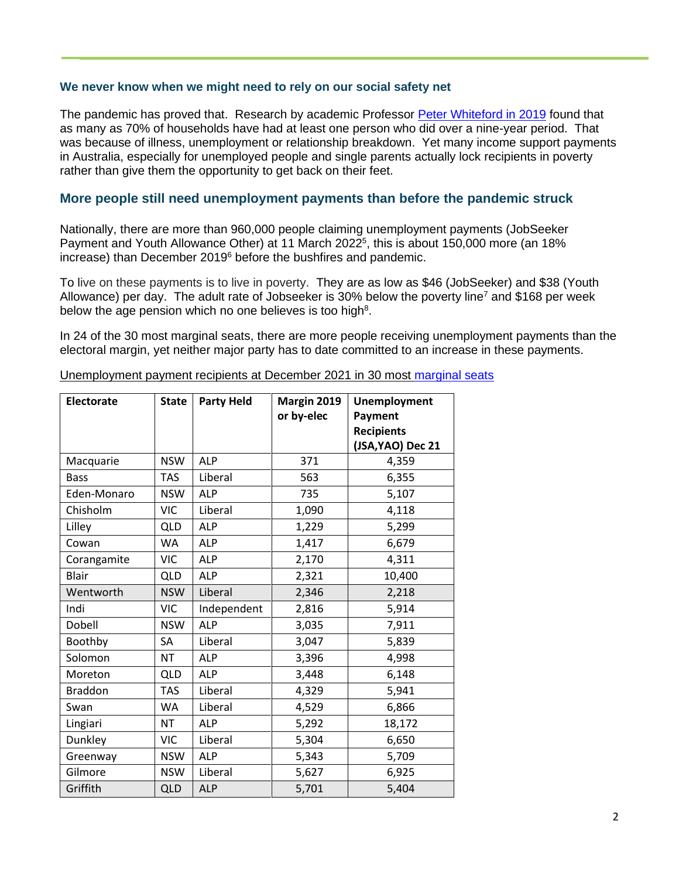### We never know when we might need to rely on our social safety net

The pandemic has proved that. Research by academic Professor [Peter Whiteford in 2019](#) found that as many as 70% of households have had at least one person who did over a nine-year period. That was because of illness, unemployment or relationship breakdown. Yet many income support payments in Australia, especially for unemployed people and single parents actually lock recipients in poverty rather than give them the opportunity to get back on their feet.

## More people still need unemployment payments than before the pandemic struck

Nationally, there are more than 960,000 people claiming unemployment payments (JobSeeker Payment and Youth Allowance Other) at 11 March 2022[5], this is about 150,000 more (an 18% increase) than December 2019[6] before the bushfires and pandemic.

To live on these payments is to live in poverty. They are as low as $46 (JobSeeker) and $38 (Youth Allowance) per day. The adult rate of Jobseeker is 30% below the poverty line[7] and $168 per week below the age pension which no one believes is too high[8].

In 24 of the 30 most marginal seats, there are more people receiving unemployment payments than the electoral margin, yet neither major party has to date committed to an increase in these payments.

Unemployment payment recipients at December 2021 in 30 most [marginal seats](#)

| Electorate | State | Party Held | Margin 2019 or by-elec | Unemployment Payment Recipients (JSA,YAO) Dec 21 |
|---|---|---|---|---|
| Macquarie | NSW | ALP | 371 | 4,359 |
| Bass | TAS | Liberal | 563 | 6,355 |
| Eden-Monaro | NSW | ALP | 735 | 5,107 |
| Chisholm | VIC | Liberal | 1,090 | 4,118 |
| Lilley | QLD | ALP | 1,229 | 5,299 |
| Cowan | WA | ALP | 1,417 | 6,679 |
| Corangamite | VIC | ALP | 2,170 | 4,311 |
| Blair | QLD | ALP | 2,321 | 10,400 |
| Wentworth | NSW | Liberal | 2,346 | 2,218 |
| Indi | VIC | Independent | 2,816 | 5,914 |
| Dobell | NSW | ALP | 3,035 | 7,911 |
| Boothby | SA | Liberal | 3,047 | 5,839 |
| Solomon | NT | ALP | 3,396 | 4,998 |
| Moreton | QLD | ALP | 3,448 | 6,148 |
| Braddon | TAS | Liberal | 4,329 | 5,941 |
| Swan | WA | Liberal | 4,529 | 6,866 |
| Lingiari | NT | ALP | 5,292 | 18,172 |
| Dunkley | VIC | Liberal | 5,304 | 6,650 |
| Greenway | NSW | ALP | 5,343 | 5,709 |
| Gilmore | NSW | Liberal | 5,627 | 6,925 |
| Griffith | QLD | ALP | 5,701 | 5,404 |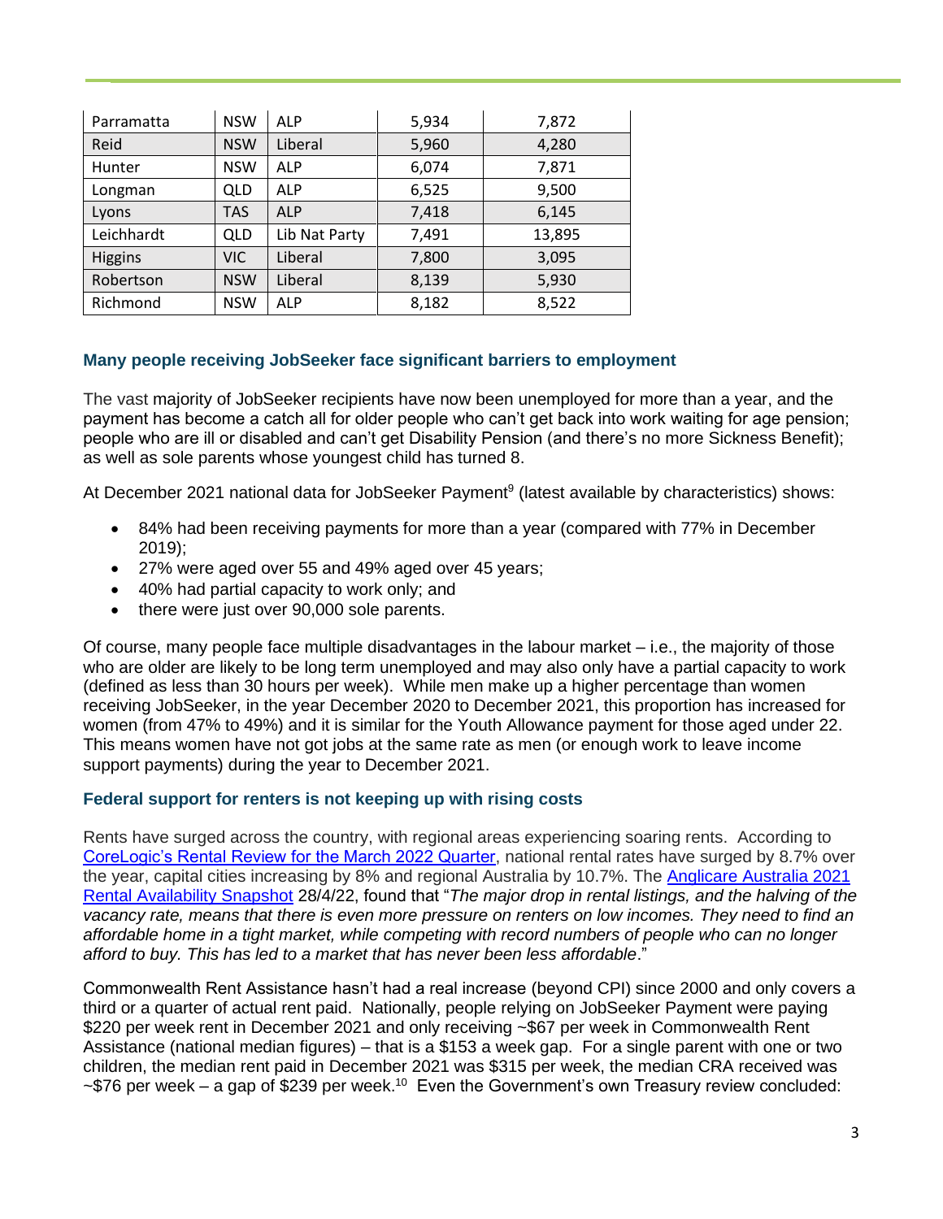| | | | | |
|---|---|---|---|---|
| Parramatta | NSW | ALP | 5,934 | 7,872 |
| Reid | NSW | Liberal | 5,960 | 4,280 |
| Hunter | NSW | ALP | 6,074 | 7,871 |
| Longman | QLD | ALP | 6,525 | 9,500 |
| Lyons | TAS | ALP | 7,418 | 6,145 |
| Leichhardt | QLD | Lib Nat Party | 7,491 | 13,895 |
| Higgins | VIC | Liberal | 7,800 | 3,095 |
| Robertson | NSW | Liberal | 8,139 | 5,930 |
| Richmond | NSW | ALP | 8,182 | 8,522 |

### Many people receiving JobSeeker face significant barriers to employment

The vast majority of JobSeeker recipients have now been unemployed for more than a year, and the payment has become a catch all for older people who can't get back into work waiting for age pension; people who are ill or disabled and can't get Disability Pension (and there's no more Sickness Benefit); as well as sole parents whose youngest child has turned 8.

At December 2021 national data for JobSeeker Payment[9] (latest available by characteristics) shows:

- 84% had been receiving payments for more than a year (compared with 77% in December 2019);
- 27% were aged over 55 and 49% aged over 45 years;
- 40% had partial capacity to work only; and
- there were just over 90,000 sole parents.

Of course, many people face multiple disadvantages in the labour market – i.e., the majority of those who are older are likely to be long term unemployed and may also only have a partial capacity to work (defined as less than 30 hours per week). While men make up a higher percentage than women receiving JobSeeker, in the year December 2020 to December 2021, this proportion has increased for women (from 47% to 49%) and it is similar for the Youth Allowance payment for those aged under 22. This means women have not got jobs at the same rate as men (or enough work to leave income support payments) during the year to December 2021.

### Federal support for renters is not keeping up with rising costs

Rents have surged across the country, with regional areas experiencing soaring rents. According to CoreLogic's Rental Review for the March 2022 Quarter, national rental rates have surged by 8.7% over the year, capital cities increasing by 8% and regional Australia by 10.7%. The Anglicare Australia 2021 Rental Availability Snapshot 28/4/22, found that "*The major drop in rental listings, and the halving of the vacancy rate, means that there is even more pressure on renters on low incomes. They need to find an affordable home in a tight market, while competing with record numbers of people who can no longer afford to buy. This has led to a market that has never been less affordable*."

Commonwealth Rent Assistance hasn't had a real increase (beyond CPI) since 2000 and only covers a third or a quarter of actual rent paid. Nationally, people relying on JobSeeker Payment were paying $220 per week rent in December 2021 and only receiving ~$67 per week in Commonwealth Rent Assistance (national median figures) – that is a $153 a week gap. For a single parent with one or two children, the median rent paid in December 2021 was $315 per week, the median CRA received was ~$76 per week – a gap of $239 per week.[10] Even the Government's own Treasury review concluded: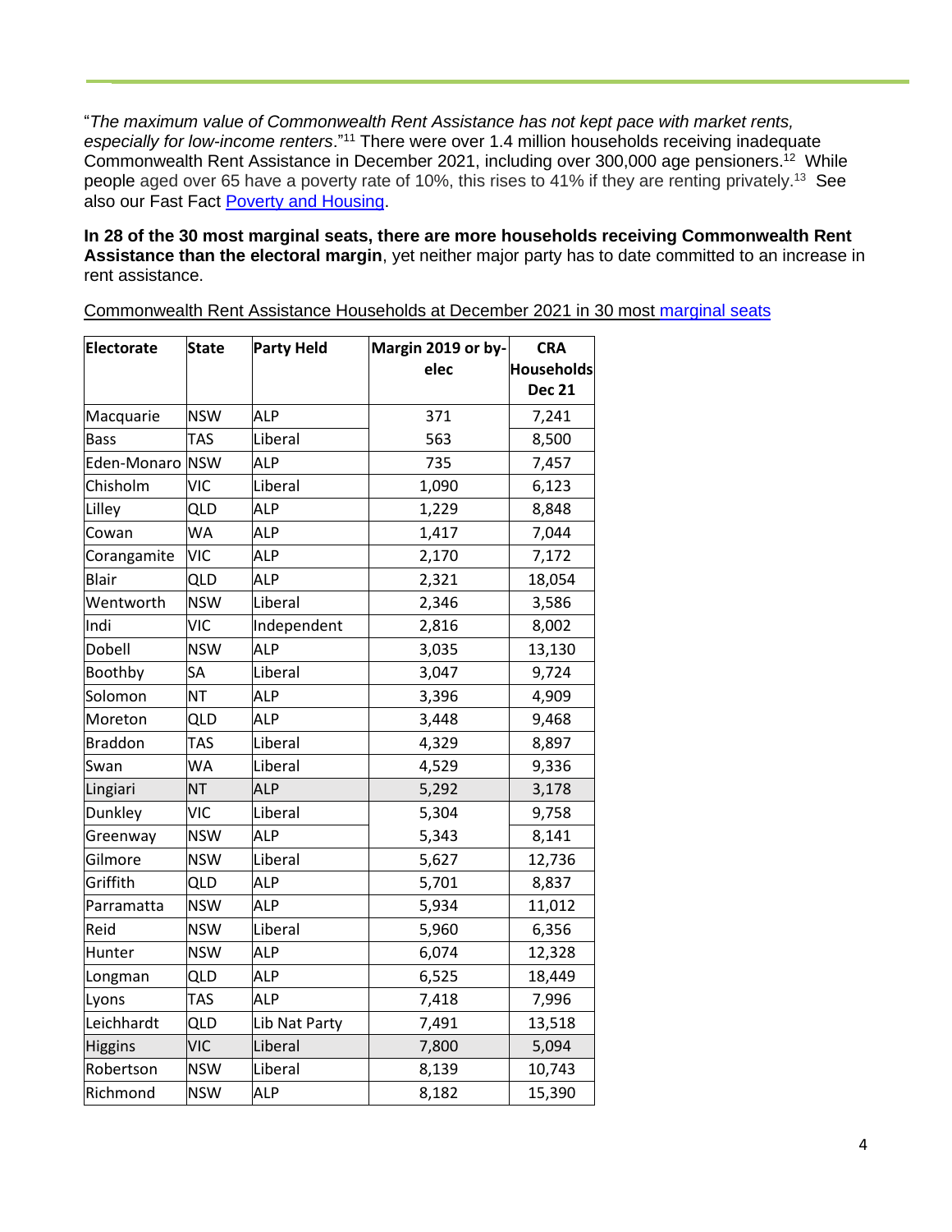"*The maximum value of Commonwealth Rent Assistance has not kept pace with market rents, especially for low-income renters*."[11] There were over 1.4 million households receiving inadequate Commonwealth Rent Assistance in December 2021, including over 300,000 age pensioners.[12] While people aged over 65 have a poverty rate of 10%, this rises to 41% if they are renting privately.[13] See also our Fast Fact [Poverty and Housing](Poverty and Housing).

**In 28 of the 30 most marginal seats, there are more households receiving Commonwealth Rent Assistance than the electoral margin**, yet neither major party has to date committed to an increase in rent assistance.

Commonwealth Rent Assistance Households at December 2021 in 30 most marginal seats

| Electorate | State | Party Held | Margin 2019 or by-elec | CRA Households Dec 21 |
|---|---|---|---|---|
| Macquarie | NSW | ALP | 371 | 7,241 |
| Bass | TAS | Liberal | 563 | 8,500 |
| Eden-Monaro | NSW | ALP | 735 | 7,457 |
| Chisholm | VIC | Liberal | 1,090 | 6,123 |
| Lilley | QLD | ALP | 1,229 | 8,848 |
| Cowan | WA | ALP | 1,417 | 7,044 |
| Corangamite | VIC | ALP | 2,170 | 7,172 |
| Blair | QLD | ALP | 2,321 | 18,054 |
| Wentworth | NSW | Liberal | 2,346 | 3,586 |
| Indi | VIC | Independent | 2,816 | 8,002 |
| Dobell | NSW | ALP | 3,035 | 13,130 |
| Boothby | SA | Liberal | 3,047 | 9,724 |
| Solomon | NT | ALP | 3,396 | 4,909 |
| Moreton | QLD | ALP | 3,448 | 9,468 |
| Braddon | TAS | Liberal | 4,329 | 8,897 |
| Swan | WA | Liberal | 4,529 | 9,336 |
| Lingiari | NT | ALP | 5,292 | 3,178 |
| Dunkley | VIC | Liberal | 5,304 | 9,758 |
| Greenway | NSW | ALP | 5,343 | 8,141 |
| Gilmore | NSW | Liberal | 5,627 | 12,736 |
| Griffith | QLD | ALP | 5,701 | 8,837 |
| Parramatta | NSW | ALP | 5,934 | 11,012 |
| Reid | NSW | Liberal | 5,960 | 6,356 |
| Hunter | NSW | ALP | 6,074 | 12,328 |
| Longman | QLD | ALP | 6,525 | 18,449 |
| Lyons | TAS | ALP | 7,418 | 7,996 |
| Leichhardt | QLD | Lib Nat Party | 7,491 | 13,518 |
| Higgins | VIC | Liberal | 7,800 | 5,094 |
| Robertson | NSW | Liberal | 8,139 | 10,743 |
| Richmond | NSW | ALP | 8,182 | 15,390 |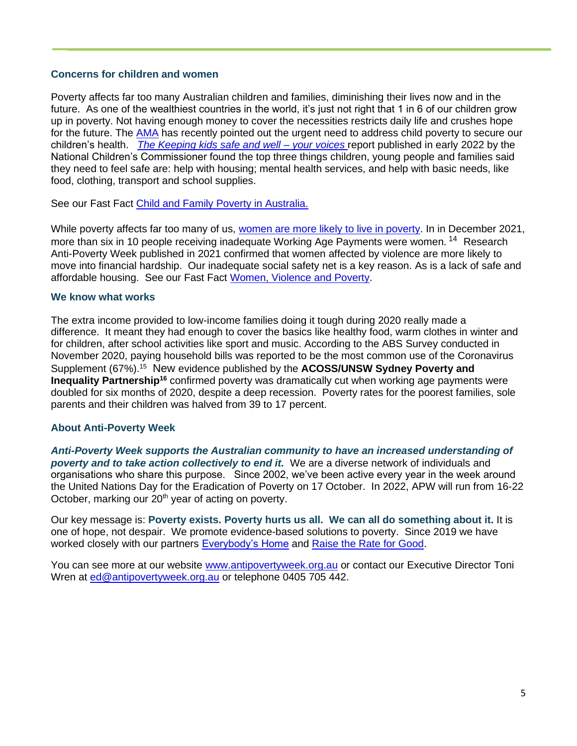## Concerns for children and women

Poverty affects far too many Australian children and families, diminishing their lives now and in the future. As one of the wealthiest countries in the world, it's just not right that 1 in 6 of our children grow up in poverty. Not having enough money to cover the necessities restricts daily life and crushes hope for the future. The AMA has recently pointed out the urgent need to address child poverty to secure our children's health. *The Keeping kids safe and well – your voices* report published in early 2022 by the National Children's Commissioner found the top three things children, young people and families said they need to feel safe are: help with housing; mental health services, and help with basic needs, like food, clothing, transport and school supplies.

See our Fast Fact Child and Family Poverty in Australia.

While poverty affects far too many of us, women are more likely to live in poverty. In in December 2021, more than six in 10 people receiving inadequate Working Age Payments were women. [14] Research Anti-Poverty Week published in 2021 confirmed that women affected by violence are more likely to move into financial hardship. Our inadequate social safety net is a key reason. As is a lack of safe and affordable housing. See our Fast Fact Women, Violence and Poverty.

## We know what works

The extra income provided to low-income families doing it tough during 2020 really made a difference. It meant they had enough to cover the basics like healthy food, warm clothes in winter and for children, after school activities like sport and music. According to the ABS Survey conducted in November 2020, paying household bills was reported to be the most common use of the Coronavirus Supplement (67%).[15] New evidence published by the **ACOSS/UNSW Sydney Poverty and Inequality Partnership**[16] confirmed poverty was dramatically cut when working age payments were doubled for six months of 2020, despite a deep recession. Poverty rates for the poorest families, sole parents and their children was halved from 39 to 17 percent.

## About Anti-Poverty Week

***Anti-Poverty Week supports the Australian community to have an increased understanding of poverty and to take action collectively to end it.*** We are a diverse network of individuals and organisations who share this purpose. Since 2002, we've been active every year in the week around the United Nations Day for the Eradication of Poverty on 17 October. In 2022, APW will run from 16-22 October, marking our 20th year of acting on poverty.

Our key message is: **Poverty exists. Poverty hurts us all. We can all do something about it.** It is one of hope, not despair. We promote evidence-based solutions to poverty. Since 2019 we have worked closely with our partners Everybody's Home and Raise the Rate for Good.

You can see more at our website www.antipovertyweek.org.au or contact our Executive Director Toni Wren at ed@antipovertyweek.org.au or telephone 0405 705 442.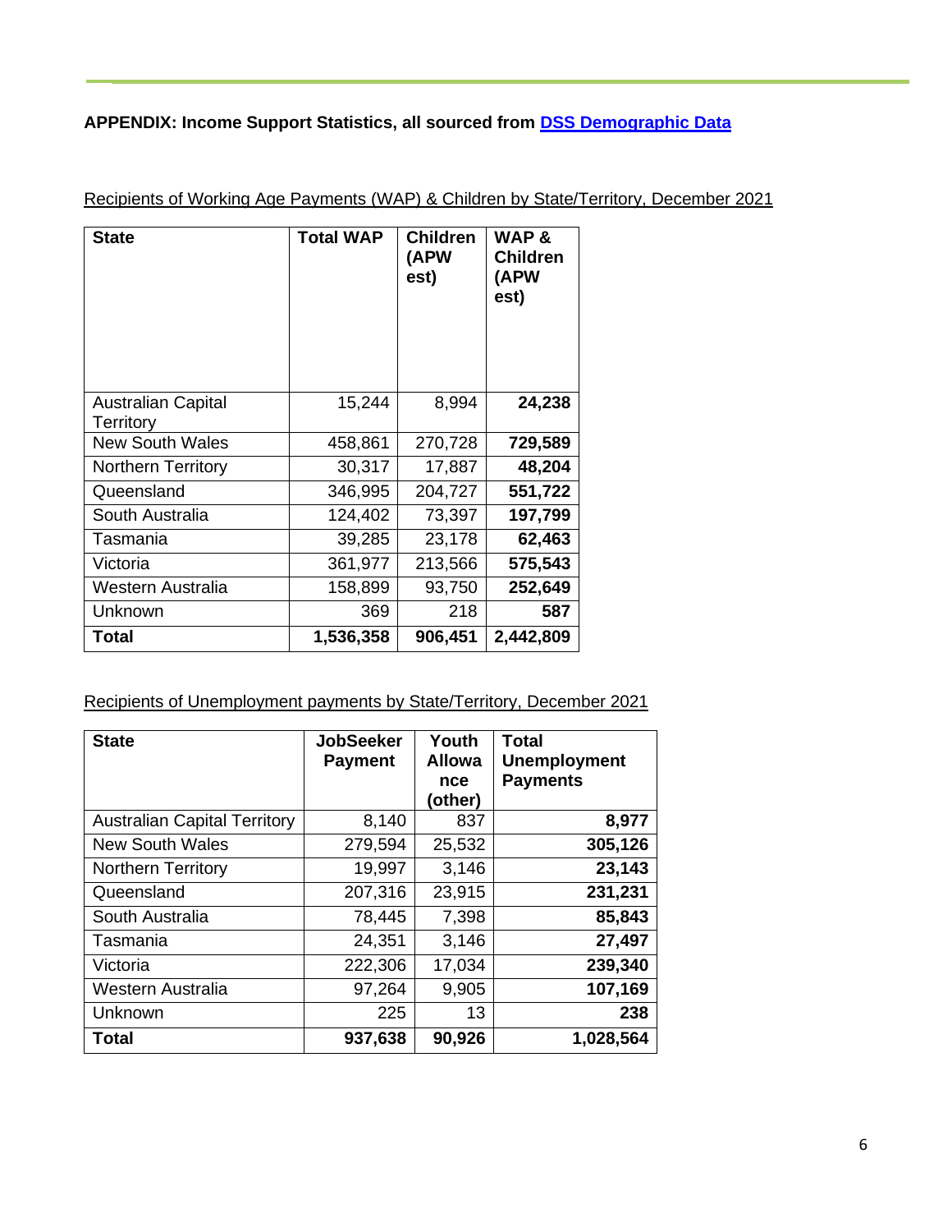**APPENDIX: Income Support Statistics, all sourced from [DSS Demographic Data]**

Recipients of Working Age Payments (WAP) & Children by State/Territory, December 2021

| State | Total WAP | Children (APW est) | WAP & Children (APW est) |
| --- | --- | --- | --- |
| Australian Capital Territory | 15,244 | 8,994 | **24,238** |
| New South Wales | 458,861 | 270,728 | **729,589** |
| Northern Territory | 30,317 | 17,887 | **48,204** |
| Queensland | 346,995 | 204,727 | **551,722** |
| South Australia | 124,402 | 73,397 | **197,799** |
| Tasmania | 39,285 | 23,178 | **62,463** |
| Victoria | 361,977 | 213,566 | **575,543** |
| Western Australia | 158,899 | 93,750 | **252,649** |
| Unknown | 369 | 218 | **587** |
| **Total** | **1,536,358** | **906,451** | **2,442,809** |

Recipients of Unemployment payments by State/Territory, December 2021

| State | JobSeeker Payment | Youth Allowance (other) | Total Unemployment Payments |
| --- | --- | --- | --- |
| Australian Capital Territory | 8,140 | 837 | **8,977** |
| New South Wales | 279,594 | 25,532 | **305,126** |
| Northern Territory | 19,997 | 3,146 | **23,143** |
| Queensland | 207,316 | 23,915 | **231,231** |
| South Australia | 78,445 | 7,398 | **85,843** |
| Tasmania | 24,351 | 3,146 | **27,497** |
| Victoria | 222,306 | 17,034 | **239,340** |
| Western Australia | 97,264 | 9,905 | **107,169** |
| Unknown | 225 | 13 | **238** |
| **Total** | **937,638** | **90,926** | **1,028,564** |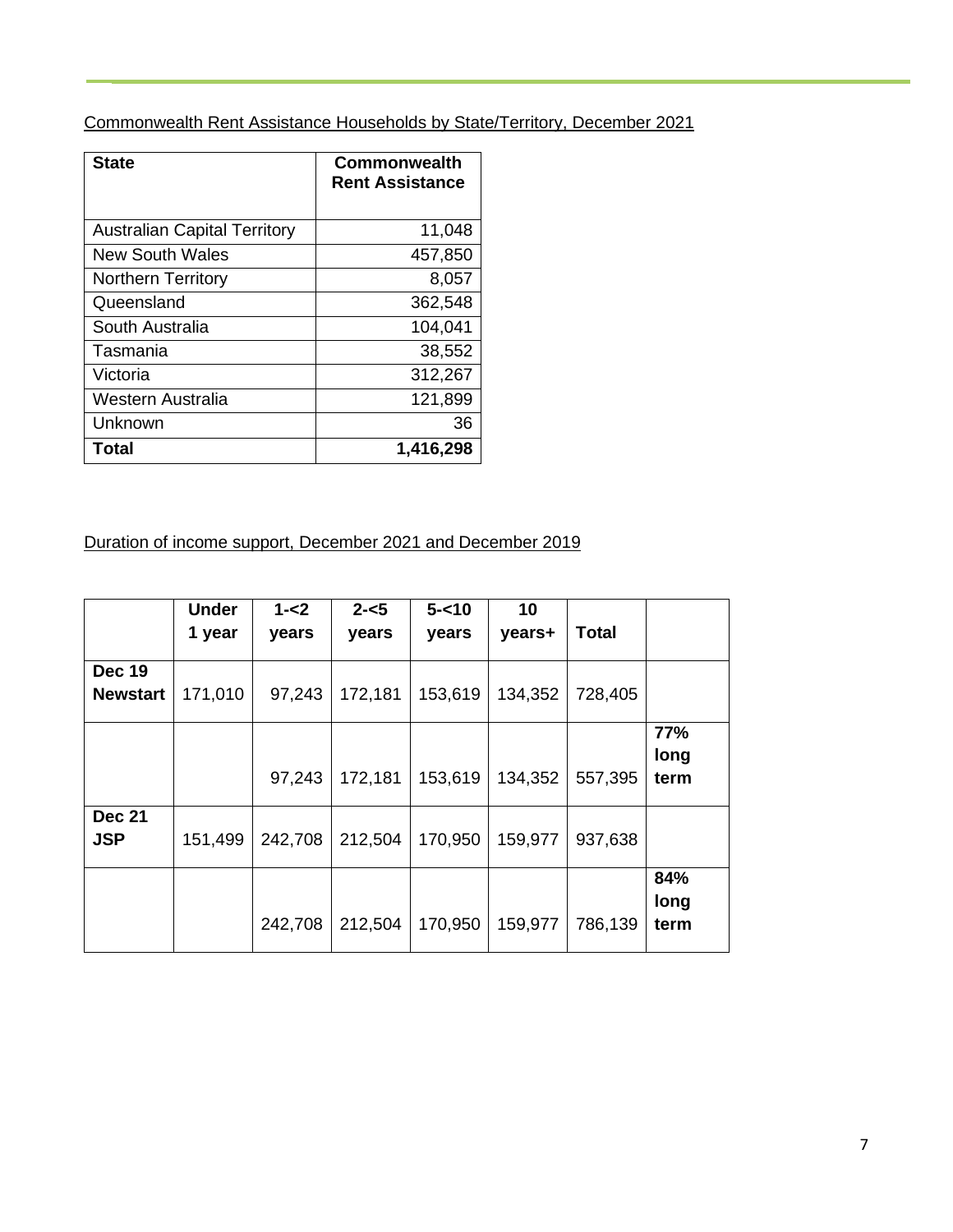Commonwealth Rent Assistance Households by State/Territory, December 2021

| State | Commonwealth Rent Assistance |
|---|---|
| Australian Capital Territory | 11,048 |
| New South Wales | 457,850 |
| Northern Territory | 8,057 |
| Queensland | 362,548 |
| South Australia | 104,041 |
| Tasmania | 38,552 |
| Victoria | 312,267 |
| Western Australia | 121,899 |
| Unknown | 36 |
| **Total** | **1,416,298** |

Duration of income support, December 2021 and December 2019

| | Under 1 year | 1-<2 years | 2-<5 years | 5-<10 years | 10 years+ | Total | |
|---|---|---|---|---|---|---|---|
| **Dec 19 Newstart** | 171,010 | 97,243 | 172,181 | 153,619 | 134,352 | 728,405 | |
| | | 97,243 | 172,181 | 153,619 | 134,352 | 557,395 | **77% long term** |
| **Dec 21 JSP** | 151,499 | 242,708 | 212,504 | 170,950 | 159,977 | 937,638 | |
| | | 242,708 | 212,504 | 170,950 | 159,977 | 786,139 | **84% long term** |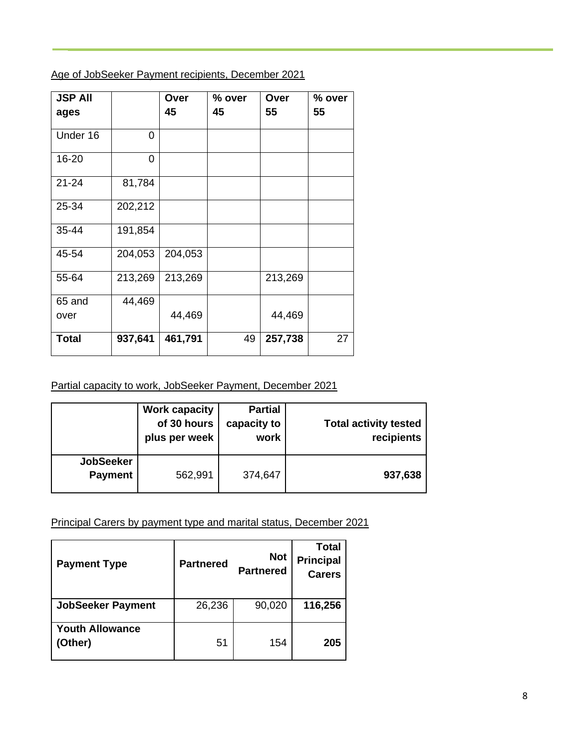Age of JobSeeker Payment recipients, December 2021

| JSP All ages | | Over 45 | % over 45 | Over 55 | % over 55 |
|---|---|---|---|---|---|
| Under 16 | 0 | | | | |
| 16-20 | 0 | | | | |
| 21-24 | 81,784 | | | | |
| 25-34 | 202,212 | | | | |
| 35-44 | 191,854 | | | | |
| 45-54 | 204,053 | 204,053 | | | |
| 55-64 | 213,269 | 213,269 | | 213,269 | |
| 65 and over | 44,469 | 44,469 | | 44,469 | |
| **Total** | **937,641** | **461,791** | 49 | **257,738** | 27 |

Partial capacity to work, JobSeeker Payment, December 2021

| | Work capacity of 30 hours plus per week | Partial capacity to work | Total activity tested recipients |
|---|---|---|---|
| **JobSeeker Payment** | 562,991 | 374,647 | **937,638** |

Principal Carers by payment type and marital status, December 2021

| Payment Type | Partnered | Not Partnered | Total Principal Carers |
|---|---|---|---|
| **JobSeeker Payment** | 26,236 | 90,020 | **116,256** |
| **Youth Allowance (Other)** | 51 | 154 | **205** |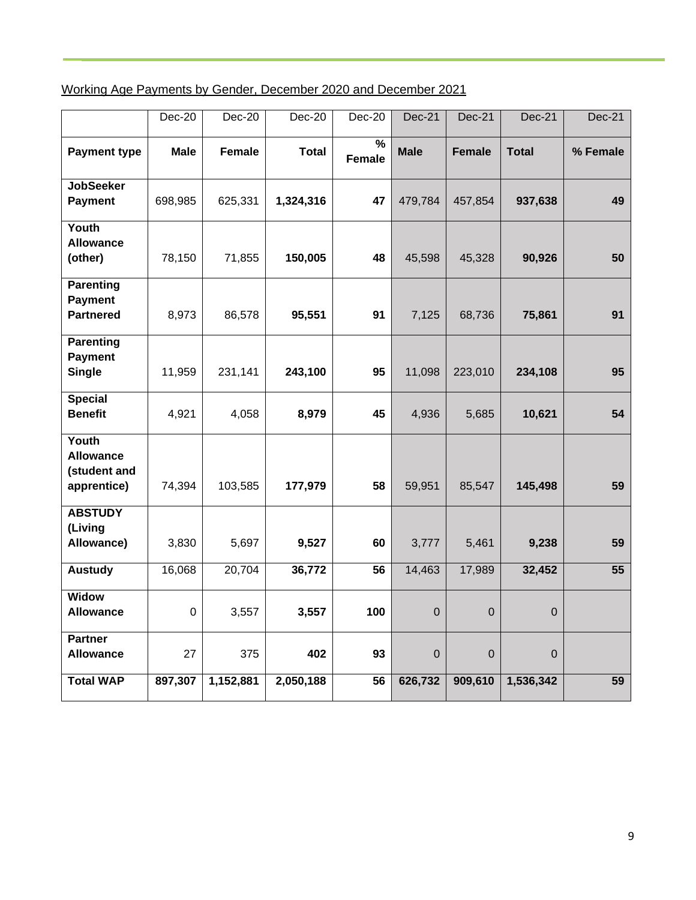Working Age Payments by Gender, December 2020 and December 2021

| | Dec-20 | Dec-20 | Dec-20 | Dec-20 | Dec-21 | Dec-21 | Dec-21 | Dec-21 |
|---|---|---|---|---|---|---|---|---|
| **Payment type** | **Male** | **Female** | **Total** | **% Female** | **Male** | **Female** | **Total** | **% Female** |
| **JobSeeker Payment** | 698,985 | 625,331 | **1,324,316** | **47** | 479,784 | 457,854 | **937,638** | **49** |
| **Youth Allowance (other)** | 78,150 | 71,855 | **150,005** | **48** | 45,598 | 45,328 | **90,926** | **50** |
| **Parenting Payment Partnered** | 8,973 | 86,578 | **95,551** | **91** | 7,125 | 68,736 | **75,861** | **91** |
| **Parenting Payment Single** | 11,959 | 231,141 | **243,100** | **95** | 11,098 | 223,010 | **234,108** | **95** |
| **Special Benefit** | 4,921 | 4,058 | **8,979** | **45** | 4,936 | 5,685 | **10,621** | **54** |
| **Youth Allowance (student and apprentice)** | 74,394 | 103,585 | **177,979** | **58** | 59,951 | 85,547 | **145,498** | **59** |
| **ABSTUDY (Living Allowance)** | 3,830 | 5,697 | **9,527** | **60** | 3,777 | 5,461 | **9,238** | **59** |
| **Austudy** | 16,068 | 20,704 | **36,772** | **56** | 14,463 | 17,989 | **32,452** | **55** |
| **Widow Allowance** | 0 | 3,557 | **3,557** | **100** | 0 | 0 | 0 | |
| **Partner Allowance** | 27 | 375 | **402** | **93** | 0 | 0 | 0 | |
| **Total WAP** | **897,307** | **1,152,881** | **2,050,188** | **56** | **626,732** | **909,610** | **1,536,342** | **59** |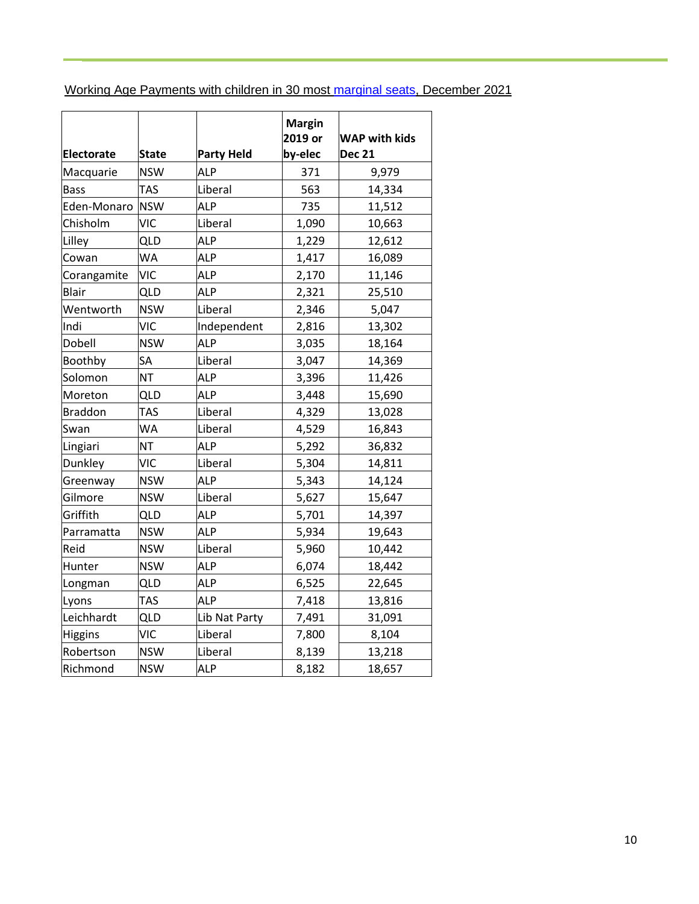Working Age Payments with children in 30 most marginal seats, December 2021

| Electorate | State | Party Held | Margin 2019 or by-elec | WAP with kids Dec 21 |
|---|---|---|---|---|
| Macquarie | NSW | ALP | 371 | 9,979 |
| Bass | TAS | Liberal | 563 | 14,334 |
| Eden-Monaro | NSW | ALP | 735 | 11,512 |
| Chisholm | VIC | Liberal | 1,090 | 10,663 |
| Lilley | QLD | ALP | 1,229 | 12,612 |
| Cowan | WA | ALP | 1,417 | 16,089 |
| Corangamite | VIC | ALP | 2,170 | 11,146 |
| Blair | QLD | ALP | 2,321 | 25,510 |
| Wentworth | NSW | Liberal | 2,346 | 5,047 |
| Indi | VIC | Independent | 2,816 | 13,302 |
| Dobell | NSW | ALP | 3,035 | 18,164 |
| Boothby | SA | Liberal | 3,047 | 14,369 |
| Solomon | NT | ALP | 3,396 | 11,426 |
| Moreton | QLD | ALP | 3,448 | 15,690 |
| Braddon | TAS | Liberal | 4,329 | 13,028 |
| Swan | WA | Liberal | 4,529 | 16,843 |
| Lingiari | NT | ALP | 5,292 | 36,832 |
| Dunkley | VIC | Liberal | 5,304 | 14,811 |
| Greenway | NSW | ALP | 5,343 | 14,124 |
| Gilmore | NSW | Liberal | 5,627 | 15,647 |
| Griffith | QLD | ALP | 5,701 | 14,397 |
| Parramatta | NSW | ALP | 5,934 | 19,643 |
| Reid | NSW | Liberal | 5,960 | 10,442 |
| Hunter | NSW | ALP | 6,074 | 18,442 |
| Longman | QLD | ALP | 6,525 | 22,645 |
| Lyons | TAS | ALP | 7,418 | 13,816 |
| Leichhardt | QLD | Lib Nat Party | 7,491 | 31,091 |
| Higgins | VIC | Liberal | 7,800 | 8,104 |
| Robertson | NSW | Liberal | 8,139 | 13,218 |
| Richmond | NSW | ALP | 8,182 | 18,657 |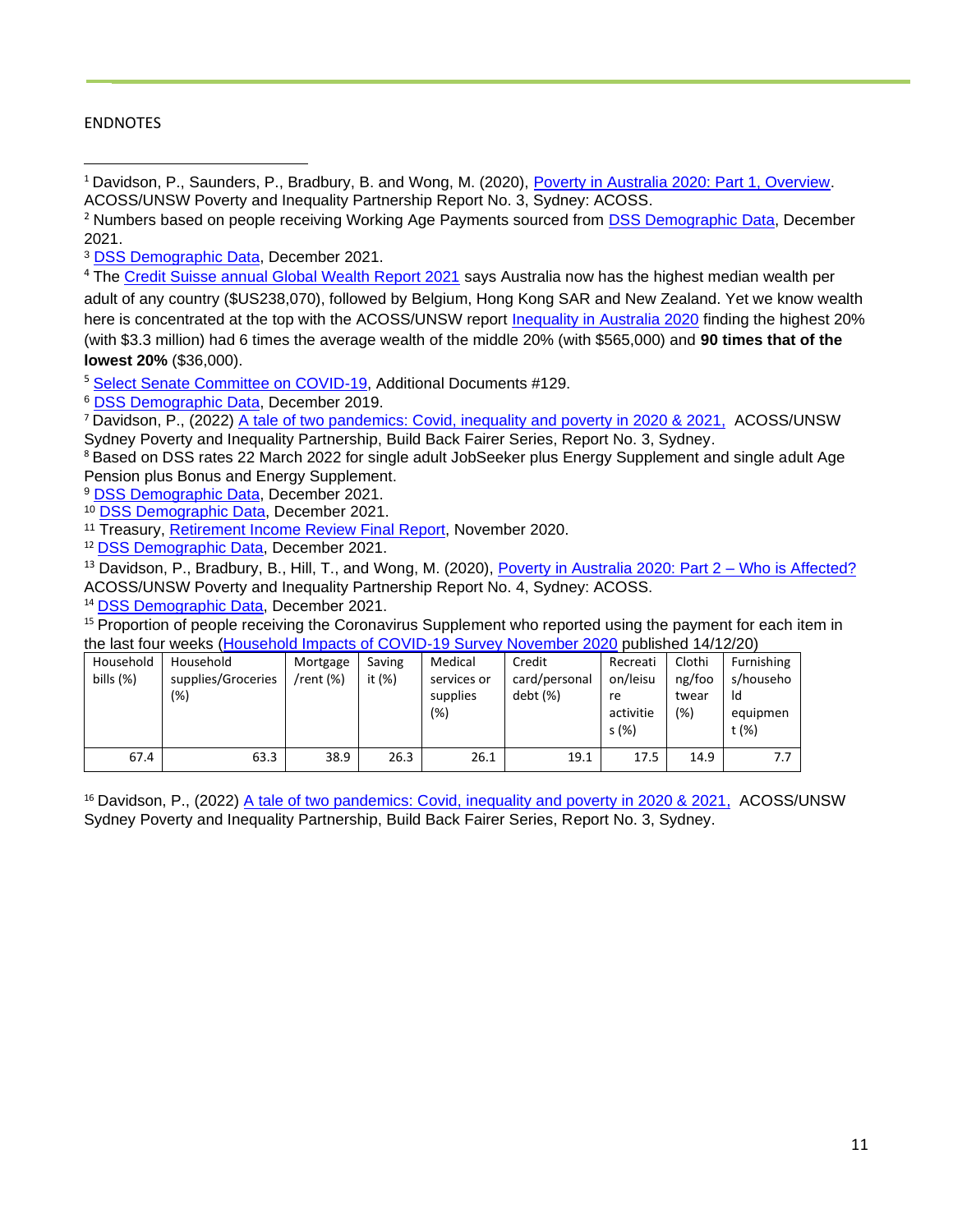ENDNOTES

[1] Davidson, P., Saunders, P., Bradbury, B. and Wong, M. (2020), Poverty in Australia 2020: Part 1, Overview. ACOSS/UNSW Poverty and Inequality Partnership Report No. 3, Sydney: ACOSS.

[2] Numbers based on people receiving Working Age Payments sourced from DSS Demographic Data, December 2021.

[3] DSS Demographic Data, December 2021.

[4] The Credit Suisse annual Global Wealth Report 2021 says Australia now has the highest median wealth per adult of any country ($US238,070), followed by Belgium, Hong Kong SAR and New Zealand. Yet we know wealth here is concentrated at the top with the ACOSS/UNSW report Inequality in Australia 2020 finding the highest 20% (with $3.3 million) had 6 times the average wealth of the middle 20% (with $565,000) and **90 times that of the lowest 20%** ($36,000).

[5] Select Senate Committee on COVID-19, Additional Documents #129.

[6] DSS Demographic Data, December 2019.

[7] Davidson, P., (2022) A tale of two pandemics: Covid, inequality and poverty in 2020 & 2021, ACOSS/UNSW Sydney Poverty and Inequality Partnership, Build Back Fairer Series, Report No. 3, Sydney.

[8] Based on DSS rates 22 March 2022 for single adult JobSeeker plus Energy Supplement and single adult Age Pension plus Bonus and Energy Supplement.

[9] DSS Demographic Data, December 2021.

[10] DSS Demographic Data, December 2021.

[11] Treasury, Retirement Income Review Final Report, November 2020.

[12] DSS Demographic Data, December 2021.

[13] Davidson, P., Bradbury, B., Hill, T., and Wong, M. (2020), Poverty in Australia 2020: Part 2 – Who is Affected? ACOSS/UNSW Poverty and Inequality Partnership Report No. 4, Sydney: ACOSS.

[14] DSS Demographic Data, December 2021.

[15] Proportion of people receiving the Coronavirus Supplement who reported using the payment for each item in the last four weeks (Household Impacts of COVID-19 Survey November 2020 published 14/12/20)

| Household bills (%) | Household supplies/Groceries (%) | Mortgage /rent (%) | Saving it (%) | Medical services or supplies (%) | Credit card/personal debt (%) | Recreation/leisure activities (%) | Clothing/footwear (%) | Furnishings/household equipment (%) |
|---|---|---|---|---|---|---|---|---|
| 67.4 | 63.3 | 38.9 | 26.3 | 26.1 | 19.1 | 17.5 | 14.9 | 7.7 |

[16] Davidson, P., (2022) A tale of two pandemics: Covid, inequality and poverty in 2020 & 2021, ACOSS/UNSW Sydney Poverty and Inequality Partnership, Build Back Fairer Series, Report No. 3, Sydney.